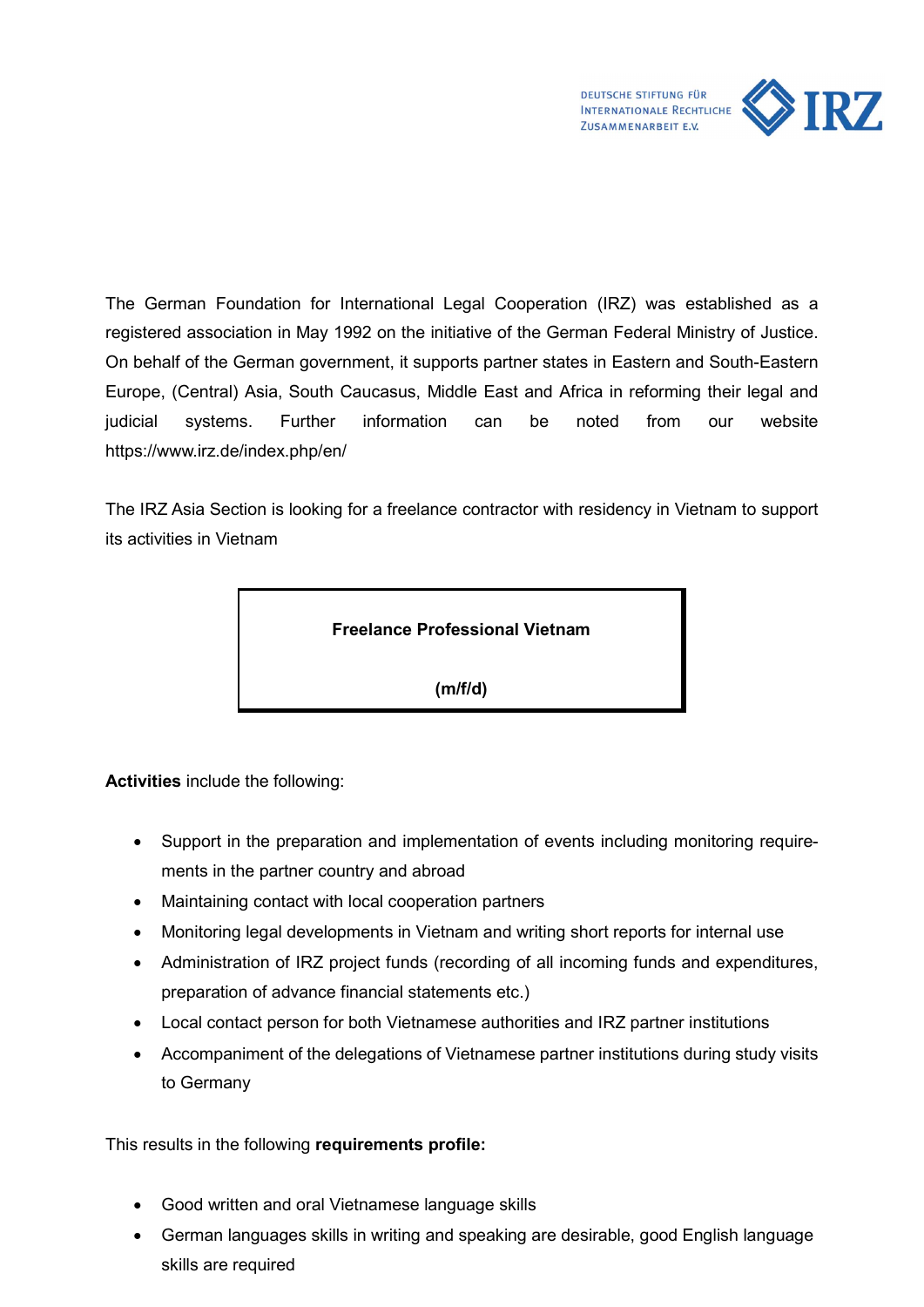DEUTSCHE STIFTUNG FÜR INTERNATIONALE RECHTLICHE ZUSAMMENARBEIT E.V. IRZ

The German Foundation for International Legal Cooperation (IRZ) was established as a registered association in May 1992 on the initiative of the German Federal Ministry of Justice. On behalf of the German government, it supports partner states in Eastern and South-Eastern Europe, (Central) Asia, South Caucasus, Middle East and Africa in reforming their legal and judicial systems. Further information can be noted from our website https://www.irz.de/index.php/en/

The IRZ Asia Section is looking for a freelance contractor with residency in Vietnam to support its activities in Vietnam

**Freelance Professional Vietnam**

**(m/f/d)**

**Activities** include the following:

- Support in the preparation and implementation of events including monitoring requirements in the partner country and abroad
- Maintaining contact with local cooperation partners
- Monitoring legal developments in Vietnam and writing short reports for internal use
- Administration of IRZ project funds (recording of all incoming funds and expenditures, preparation of advance financial statements etc.)
- Local contact person for both Vietnamese authorities and IRZ partner institutions
- Accompaniment of the delegations of Vietnamese partner institutions during study visits to Germany

This results in the following **requirements profile:**

- Good written and oral Vietnamese language skills
- German languages skills in writing and speaking are desirable, good English language skills are required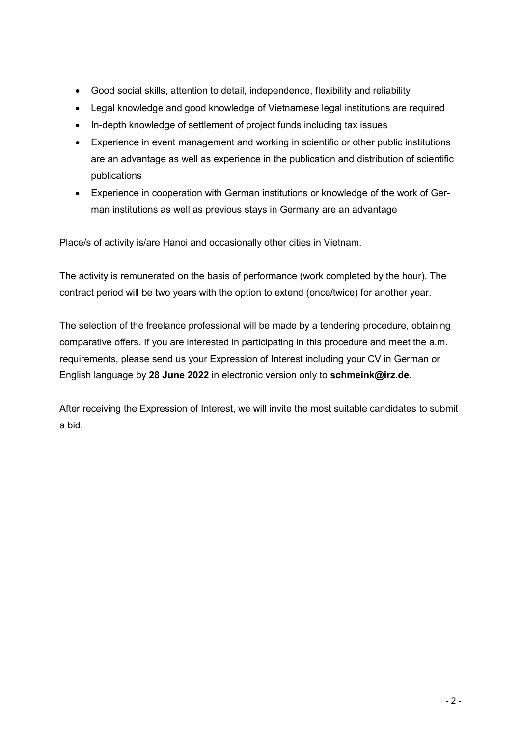- Good social skills, attention to detail, independence, flexibility and reliability
- Legal knowledge and good knowledge of Vietnamese legal institutions are required
- In-depth knowledge of settlement of project funds including tax issues
- Experience in event management and working in scientific or other public institutions are an advantage as well as experience in the publication and distribution of scientific publications
- Experience in cooperation with German institutions or knowledge of the work of German institutions as well as previous stays in Germany are an advantage

Place/s of activity is/are Hanoi and occasionally other cities in Vietnam.

The activity is remunerated on the basis of performance (work completed by the hour). The contract period will be two years with the option to extend (once/twice) for another year.

The selection of the freelance professional will be made by a tendering procedure, obtaining comparative offers. If you are interested in participating in this procedure and meet the a.m. requirements, please send us your Expression of Interest including your CV in German or English language by **28 June 2022** in electronic version only to **schmeink@irz.de**.

After receiving the Expression of Interest, we will invite the most suitable candidates to submit a bid.